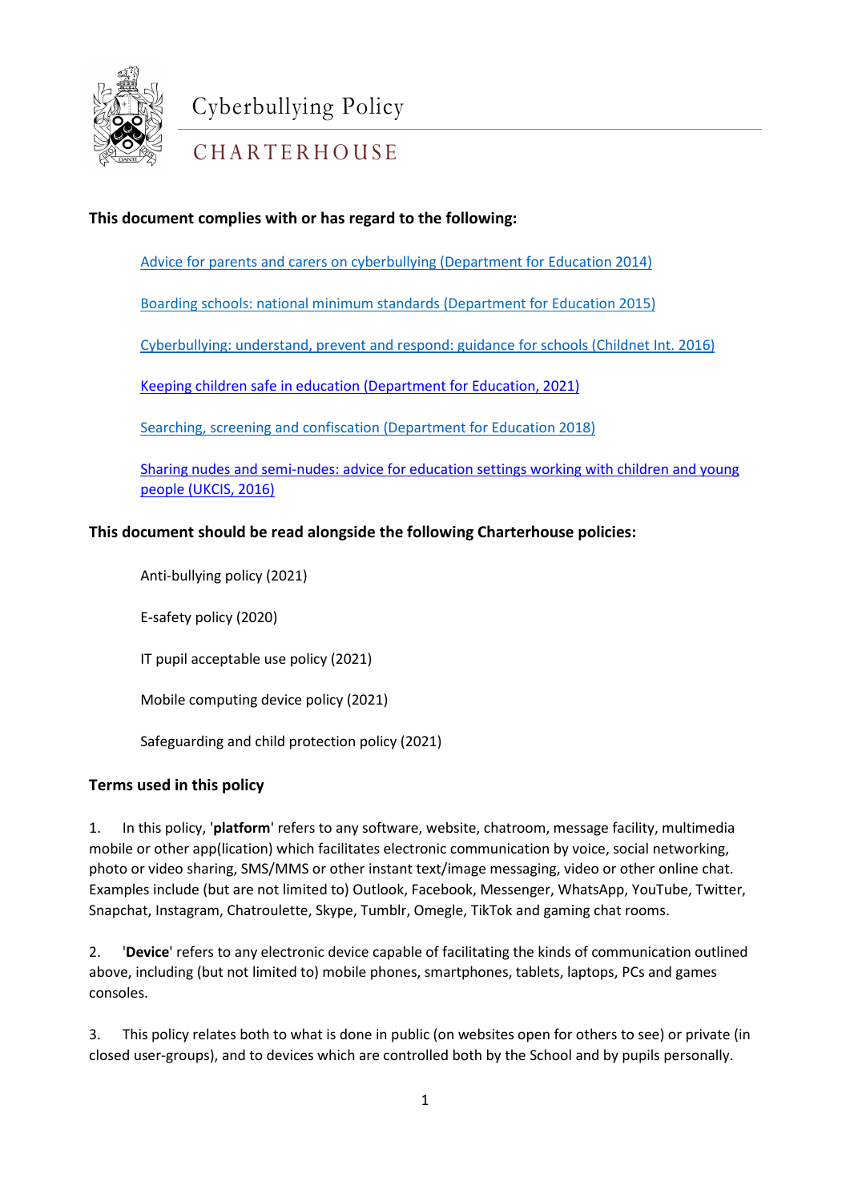# Cyberbullying Policy

## CHARTERHOUSE

**This document complies with or has regard to the following:**

Advice for parents and carers on cyberbullying (Department for Education 2014)

Boarding schools: national minimum standards (Department for Education 2015)

Cyberbullying: understand, prevent and respond: guidance for schools (Childnet Int. 2016)

Keeping children safe in education (Department for Education, 2021)

Searching, screening and confiscation (Department for Education 2018)

Sharing nudes and semi-nudes: advice for education settings working with children and young people (UKCIS, 2016)

**This document should be read alongside the following Charterhouse policies:**

Anti-bullying policy (2021)

E-safety policy (2020)

IT pupil acceptable use policy (2021)

Mobile computing device policy (2021)

Safeguarding and child protection policy (2021)

**Terms used in this policy**

1. In this policy, '**platform**' refers to any software, website, chatroom, message facility, multimedia mobile or other app(lication) which facilitates electronic communication by voice, social networking, photo or video sharing, SMS/MMS or other instant text/image messaging, video or other online chat. Examples include (but are not limited to) Outlook, Facebook, Messenger, WhatsApp, YouTube, Twitter, Snapchat, Instagram, Chatroulette, Skype, Tumblr, Omegle, TikTok and gaming chat rooms.

2. '**Device**' refers to any electronic device capable of facilitating the kinds of communication outlined above, including (but not limited to) mobile phones, smartphones, tablets, laptops, PCs and games consoles.

3. This policy relates both to what is done in public (on websites open for others to see) or private (in closed user-groups), and to devices which are controlled both by the School and by pupils personally.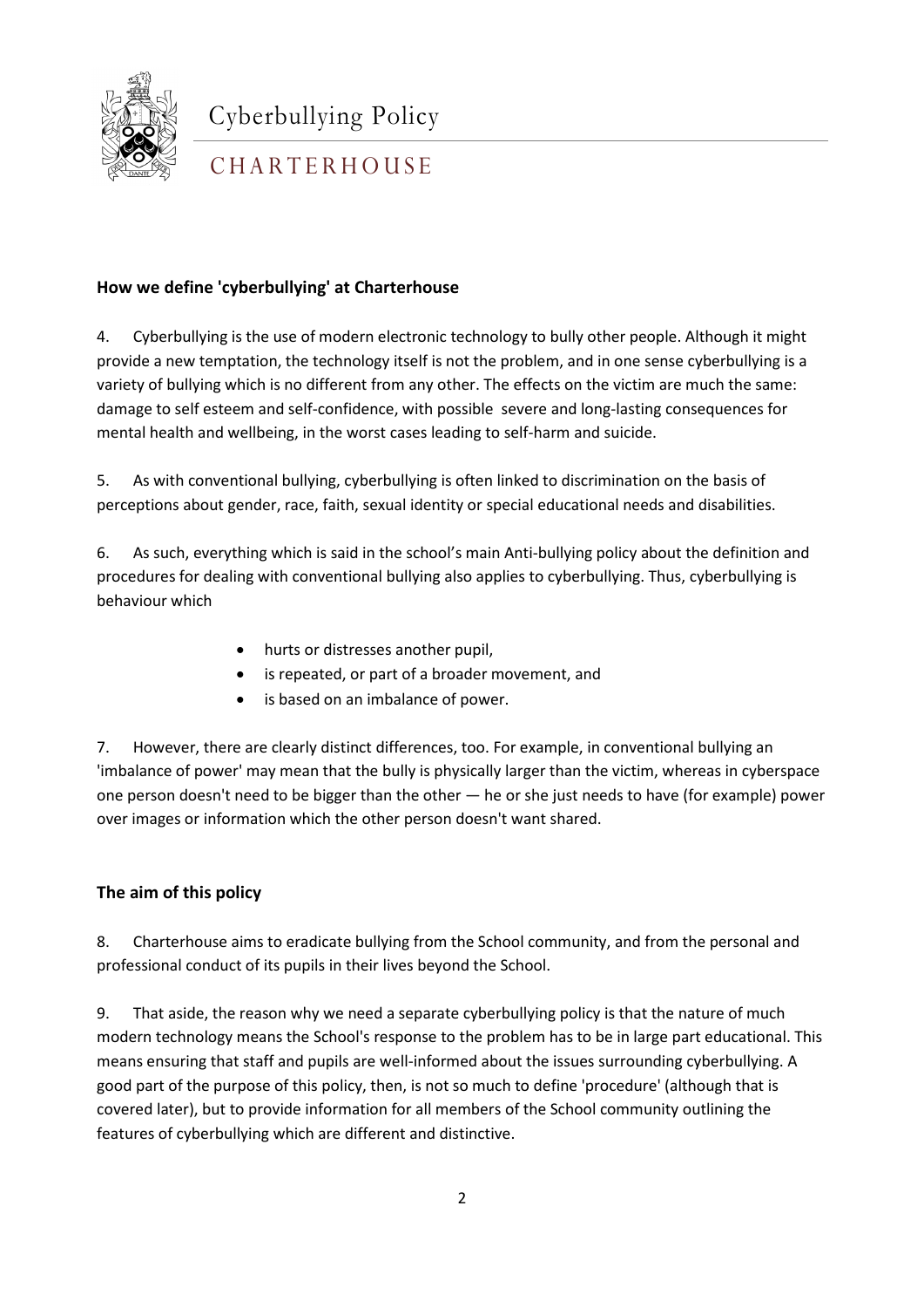### How we define 'cyberbullying' at Charterhouse

4. Cyberbullying is the use of modern electronic technology to bully other people. Although it might provide a new temptation, the technology itself is not the problem, and in one sense cyberbullying is a variety of bullying which is no different from any other. The effects on the victim are much the same: damage to self esteem and self-confidence, with possible severe and long-lasting consequences for mental health and wellbeing, in the worst cases leading to self-harm and suicide.

5. As with conventional bullying, cyberbullying is often linked to discrimination on the basis of perceptions about gender, race, faith, sexual identity or special educational needs and disabilities.

6. As such, everything which is said in the school's main Anti-bullying policy about the definition and procedures for dealing with conventional bullying also applies to cyberbullying. Thus, cyberbullying is behaviour which

- hurts or distresses another pupil,
- is repeated, or part of a broader movement, and
- is based on an imbalance of power.

7. However, there are clearly distinct differences, too. For example, in conventional bullying an 'imbalance of power' may mean that the bully is physically larger than the victim, whereas in cyberspace one person doesn't need to be bigger than the other — he or she just needs to have (for example) power over images or information which the other person doesn't want shared.

### The aim of this policy

8. Charterhouse aims to eradicate bullying from the School community, and from the personal and professional conduct of its pupils in their lives beyond the School.

9. That aside, the reason why we need a separate cyberbullying policy is that the nature of much modern technology means the School's response to the problem has to be in large part educational. This means ensuring that staff and pupils are well-informed about the issues surrounding cyberbullying. A good part of the purpose of this policy, then, is not so much to define 'procedure' (although that is covered later), but to provide information for all members of the School community outlining the features of cyberbullying which are different and distinctive.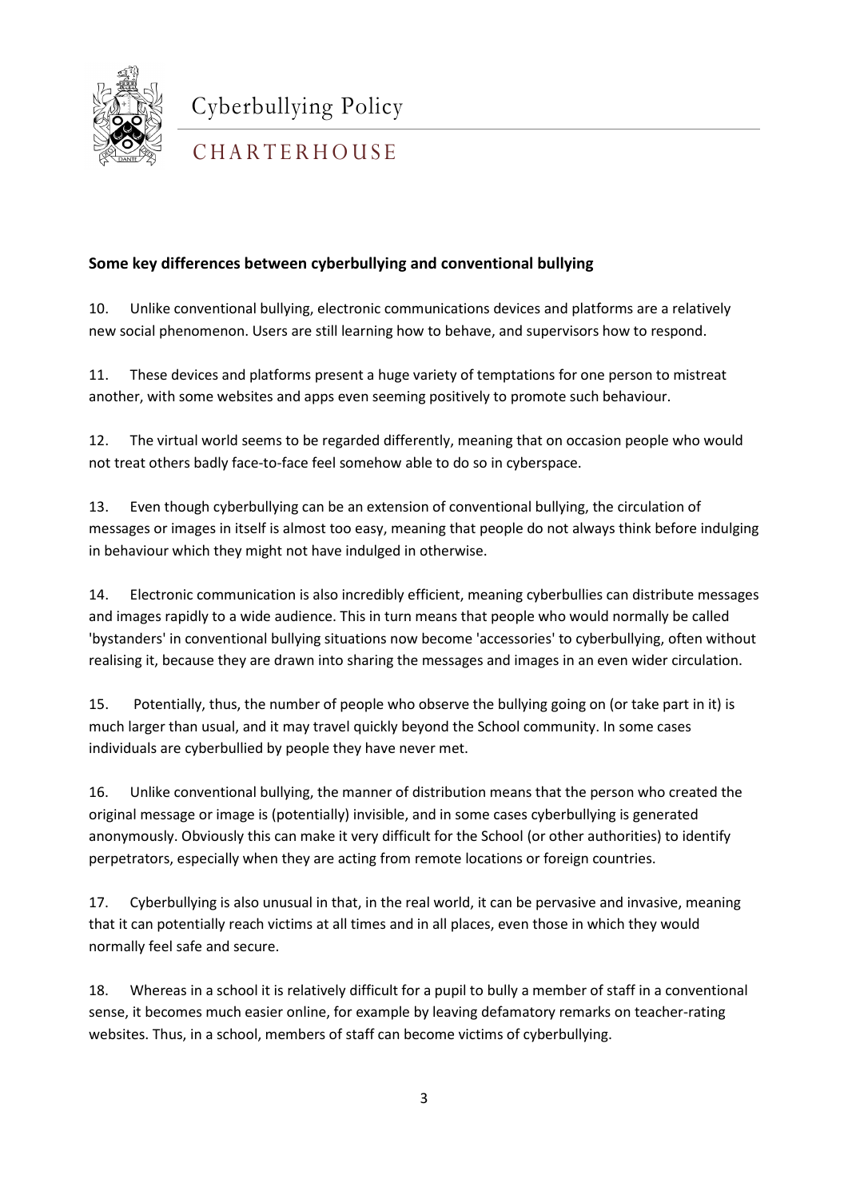## Some key differences between cyberbullying and conventional bullying

10. Unlike conventional bullying, electronic communications devices and platforms are a relatively new social phenomenon. Users are still learning how to behave, and supervisors how to respond.

11. These devices and platforms present a huge variety of temptations for one person to mistreat another, with some websites and apps even seeming positively to promote such behaviour.

12. The virtual world seems to be regarded differently, meaning that on occasion people who would not treat others badly face-to-face feel somehow able to do so in cyberspace.

13. Even though cyberbullying can be an extension of conventional bullying, the circulation of messages or images in itself is almost too easy, meaning that people do not always think before indulging in behaviour which they might not have indulged in otherwise.

14. Electronic communication is also incredibly efficient, meaning cyberbullies can distribute messages and images rapidly to a wide audience. This in turn means that people who would normally be called 'bystanders' in conventional bullying situations now become 'accessories' to cyberbullying, often without realising it, because they are drawn into sharing the messages and images in an even wider circulation.

15. Potentially, thus, the number of people who observe the bullying going on (or take part in it) is much larger than usual, and it may travel quickly beyond the School community. In some cases individuals are cyberbullied by people they have never met.

16. Unlike conventional bullying, the manner of distribution means that the person who created the original message or image is (potentially) invisible, and in some cases cyberbullying is generated anonymously. Obviously this can make it very difficult for the School (or other authorities) to identify perpetrators, especially when they are acting from remote locations or foreign countries.

17. Cyberbullying is also unusual in that, in the real world, it can be pervasive and invasive, meaning that it can potentially reach victims at all times and in all places, even those in which they would normally feel safe and secure.

18. Whereas in a school it is relatively difficult for a pupil to bully a member of staff in a conventional sense, it becomes much easier online, for example by leaving defamatory remarks on teacher-rating websites. Thus, in a school, members of staff can become victims of cyberbullying.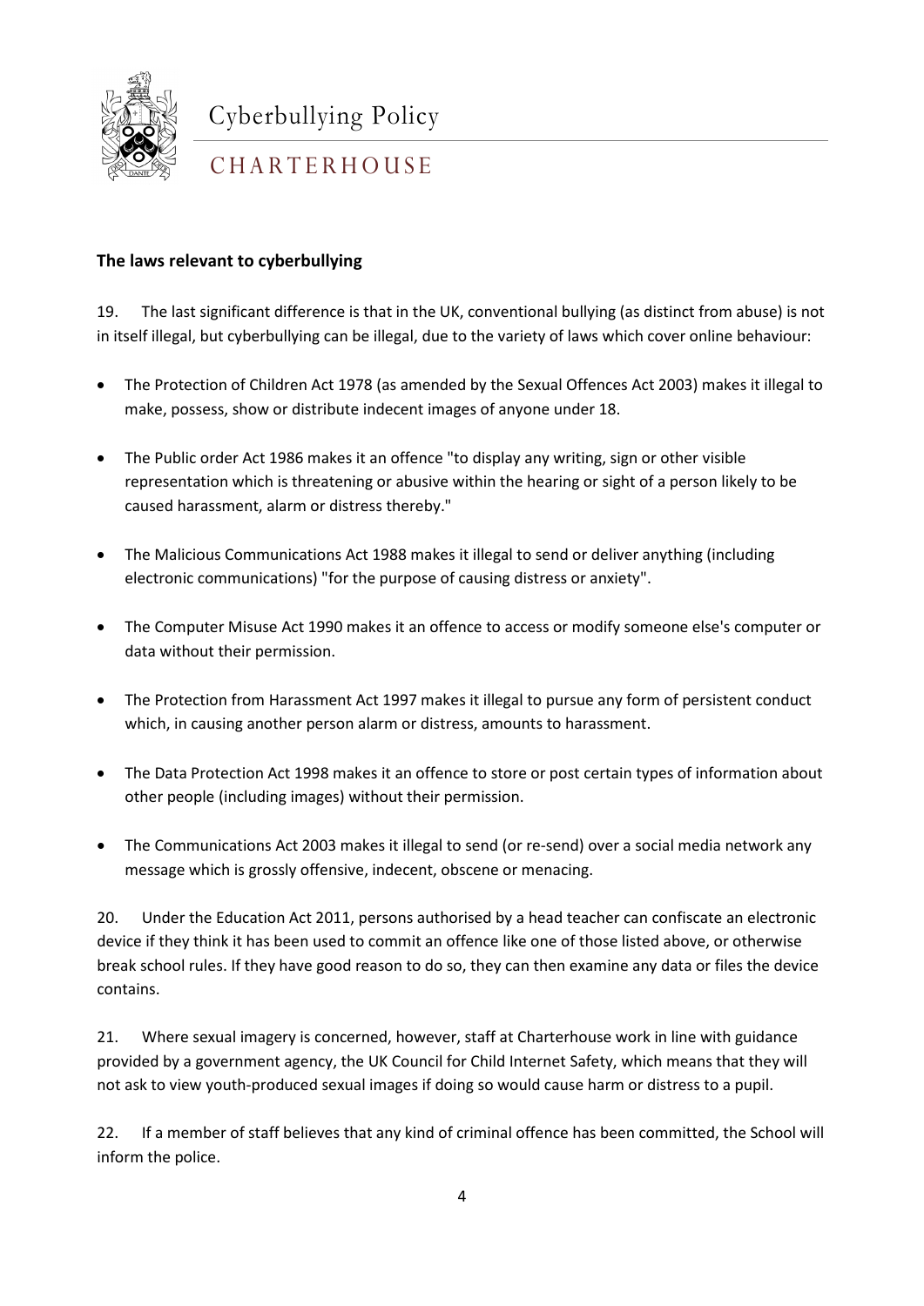## The laws relevant to cyberbullying

19. The last significant difference is that in the UK, conventional bullying (as distinct from abuse) is not in itself illegal, but cyberbullying can be illegal, due to the variety of laws which cover online behaviour:

- The Protection of Children Act 1978 (as amended by the Sexual Offences Act 2003) makes it illegal to make, possess, show or distribute indecent images of anyone under 18.
- The Public order Act 1986 makes it an offence "to display any writing, sign or other visible representation which is threatening or abusive within the hearing or sight of a person likely to be caused harassment, alarm or distress thereby."
- The Malicious Communications Act 1988 makes it illegal to send or deliver anything (including electronic communications) "for the purpose of causing distress or anxiety".
- The Computer Misuse Act 1990 makes it an offence to access or modify someone else's computer or data without their permission.
- The Protection from Harassment Act 1997 makes it illegal to pursue any form of persistent conduct which, in causing another person alarm or distress, amounts to harassment.
- The Data Protection Act 1998 makes it an offence to store or post certain types of information about other people (including images) without their permission.
- The Communications Act 2003 makes it illegal to send (or re-send) over a social media network any message which is grossly offensive, indecent, obscene or menacing.

20. Under the Education Act 2011, persons authorised by a head teacher can confiscate an electronic device if they think it has been used to commit an offence like one of those listed above, or otherwise break school rules. If they have good reason to do so, they can then examine any data or files the device contains.

21. Where sexual imagery is concerned, however, staff at Charterhouse work in line with guidance provided by a government agency, the UK Council for Child Internet Safety, which means that they will not ask to view youth-produced sexual images if doing so would cause harm or distress to a pupil.

22. If a member of staff believes that any kind of criminal offence has been committed, the School will inform the police.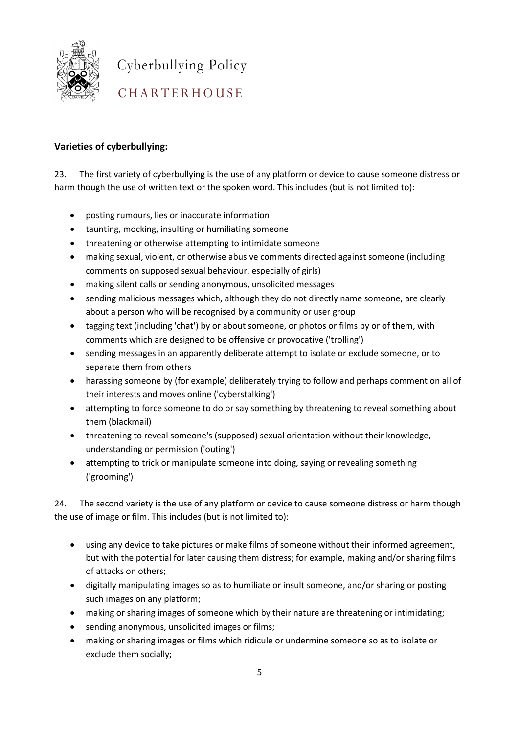**Varieties of cyberbullying:**

23. The first variety of cyberbullying is the use of any platform or device to cause someone distress or harm though the use of written text or the spoken word. This includes (but is not limited to):

- posting rumours, lies or inaccurate information
- taunting, mocking, insulting or humiliating someone
- threatening or otherwise attempting to intimidate someone
- making sexual, violent, or otherwise abusive comments directed against someone (including comments on supposed sexual behaviour, especially of girls)
- making silent calls or sending anonymous, unsolicited messages
- sending malicious messages which, although they do not directly name someone, are clearly about a person who will be recognised by a community or user group
- tagging text (including 'chat') by or about someone, or photos or films by or of them, with comments which are designed to be offensive or provocative ('trolling')
- sending messages in an apparently deliberate attempt to isolate or exclude someone, or to separate them from others
- harassing someone by (for example) deliberately trying to follow and perhaps comment on all of their interests and moves online ('cyberstalking')
- attempting to force someone to do or say something by threatening to reveal something about them (blackmail)
- threatening to reveal someone's (supposed) sexual orientation without their knowledge, understanding or permission ('outing')
- attempting to trick or manipulate someone into doing, saying or revealing something ('grooming')

24. The second variety is the use of any platform or device to cause someone distress or harm though the use of image or film. This includes (but is not limited to):

- using any device to take pictures or make films of someone without their informed agreement, but with the potential for later causing them distress; for example, making and/or sharing films of attacks on others;
- digitally manipulating images so as to humiliate or insult someone, and/or sharing or posting such images on any platform;
- making or sharing images of someone which by their nature are threatening or intimidating;
- sending anonymous, unsolicited images or films;
- making or sharing images or films which ridicule or undermine someone so as to isolate or exclude them socially;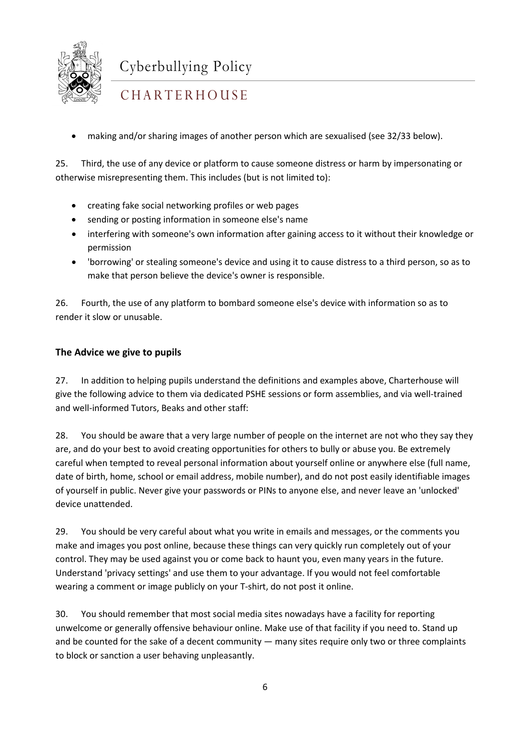- making and/or sharing images of another person which are sexualised (see 32/33 below).

25. Third, the use of any device or platform to cause someone distress or harm by impersonating or otherwise misrepresenting them. This includes (but is not limited to):

- creating fake social networking profiles or web pages
- sending or posting information in someone else's name
- interfering with someone's own information after gaining access to it without their knowledge or permission
- 'borrowing' or stealing someone's device and using it to cause distress to a third person, so as to make that person believe the device's owner is responsible.

26. Fourth, the use of any platform to bombard someone else's device with information so as to render it slow or unusable.

### The Advice we give to pupils

27. In addition to helping pupils understand the definitions and examples above, Charterhouse will give the following advice to them via dedicated PSHE sessions or form assemblies, and via well-trained and well-informed Tutors, Beaks and other staff:

28. You should be aware that a very large number of people on the internet are not who they say they are, and do your best to avoid creating opportunities for others to bully or abuse you. Be extremely careful when tempted to reveal personal information about yourself online or anywhere else (full name, date of birth, home, school or email address, mobile number), and do not post easily identifiable images of yourself in public. Never give your passwords or PINs to anyone else, and never leave an 'unlocked' device unattended.

29. You should be very careful about what you write in emails and messages, or the comments you make and images you post online, because these things can very quickly run completely out of your control. They may be used against you or come back to haunt you, even many years in the future. Understand 'privacy settings' and use them to your advantage. If you would not feel comfortable wearing a comment or image publicly on your T-shirt, do not post it online.

30. You should remember that most social media sites nowadays have a facility for reporting unwelcome or generally offensive behaviour online. Make use of that facility if you need to. Stand up and be counted for the sake of a decent community — many sites require only two or three complaints to block or sanction a user behaving unpleasantly.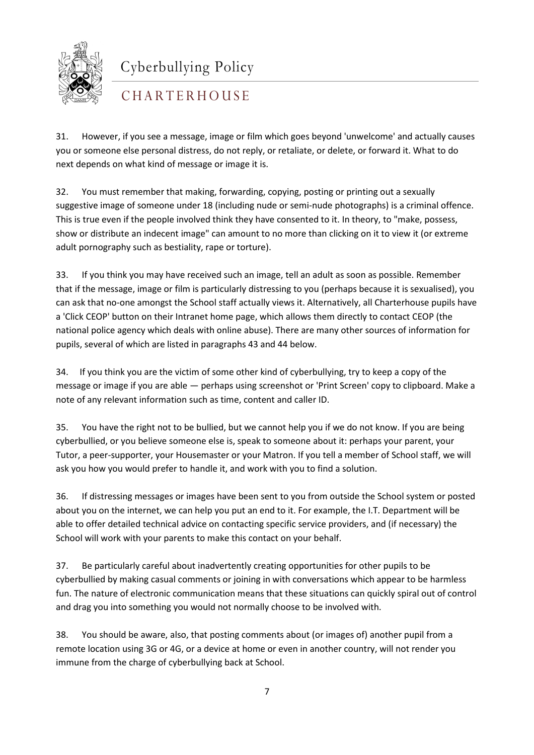31. However, if you see a message, image or film which goes beyond 'unwelcome' and actually causes you or someone else personal distress, do not reply, or retaliate, or delete, or forward it. What to do next depends on what kind of message or image it is.

32. You must remember that making, forwarding, copying, posting or printing out a sexually suggestive image of someone under 18 (including nude or semi-nude photographs) is a criminal offence. This is true even if the people involved think they have consented to it. In theory, to "make, possess, show or distribute an indecent image" can amount to no more than clicking on it to view it (or extreme adult pornography such as bestiality, rape or torture).

33. If you think you may have received such an image, tell an adult as soon as possible. Remember that if the message, image or film is particularly distressing to you (perhaps because it is sexualised), you can ask that no-one amongst the School staff actually views it. Alternatively, all Charterhouse pupils have a 'Click CEOP' button on their Intranet home page, which allows them directly to contact CEOP (the national police agency which deals with online abuse). There are many other sources of information for pupils, several of which are listed in paragraphs 43 and 44 below.

34. If you think you are the victim of some other kind of cyberbullying, try to keep a copy of the message or image if you are able — perhaps using screenshot or 'Print Screen' copy to clipboard. Make a note of any relevant information such as time, content and caller ID.

35. You have the right not to be bullied, but we cannot help you if we do not know. If you are being cyberbullied, or you believe someone else is, speak to someone about it: perhaps your parent, your Tutor, a peer-supporter, your Housemaster or your Matron. If you tell a member of School staff, we will ask you how you would prefer to handle it, and work with you to find a solution.

36. If distressing messages or images have been sent to you from outside the School system or posted about you on the internet, we can help you put an end to it. For example, the I.T. Department will be able to offer detailed technical advice on contacting specific service providers, and (if necessary) the School will work with your parents to make this contact on your behalf.

37. Be particularly careful about inadvertently creating opportunities for other pupils to be cyberbullied by making casual comments or joining in with conversations which appear to be harmless fun. The nature of electronic communication means that these situations can quickly spiral out of control and drag you into something you would not normally choose to be involved with.

38. You should be aware, also, that posting comments about (or images of) another pupil from a remote location using 3G or 4G, or a device at home or even in another country, will not render you immune from the charge of cyberbullying back at School.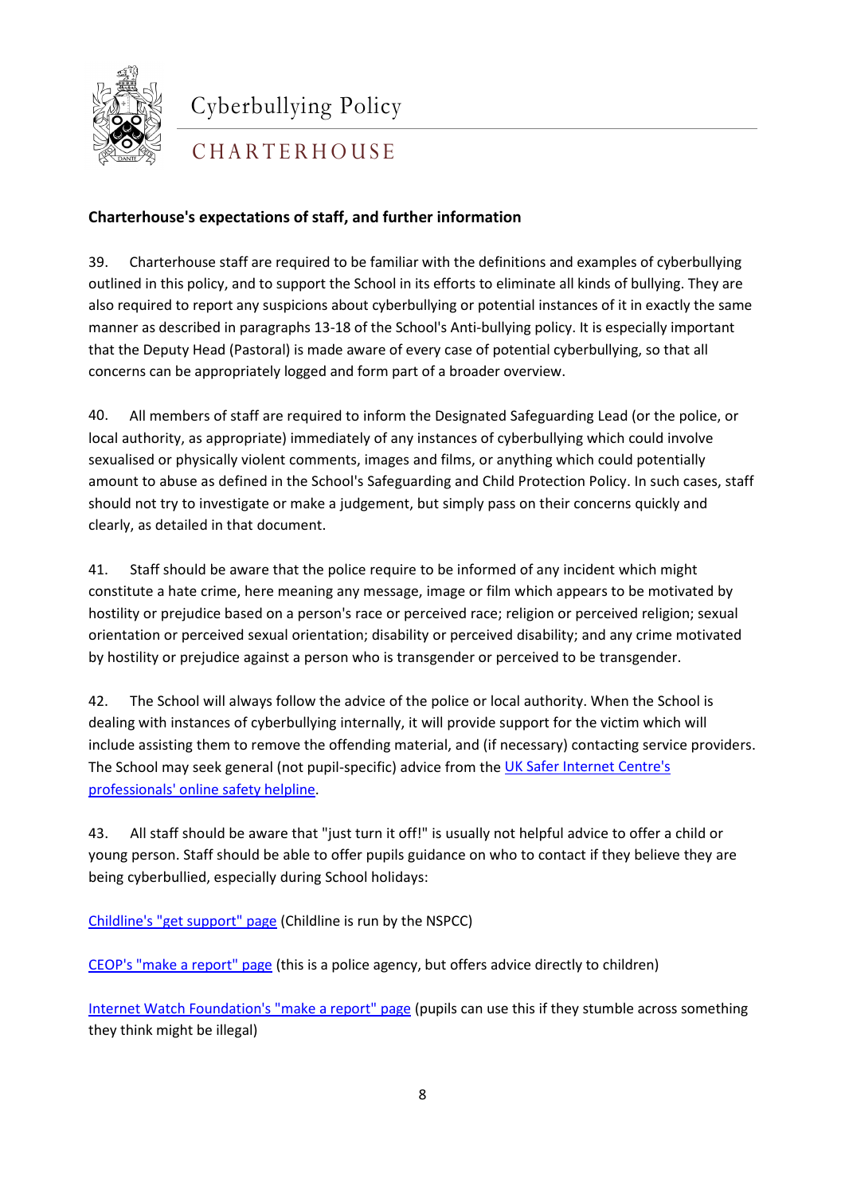**Charterhouse's expectations of staff, and further information**

39. Charterhouse staff are required to be familiar with the definitions and examples of cyberbullying outlined in this policy, and to support the School in its efforts to eliminate all kinds of bullying. They are also required to report any suspicions about cyberbullying or potential instances of it in exactly the same manner as described in paragraphs 13-18 of the School's Anti-bullying policy. It is especially important that the Deputy Head (Pastoral) is made aware of every case of potential cyberbullying, so that all concerns can be appropriately logged and form part of a broader overview.

40. All members of staff are required to inform the Designated Safeguarding Lead (or the police, or local authority, as appropriate) immediately of any instances of cyberbullying which could involve sexualised or physically violent comments, images and films, or anything which could potentially amount to abuse as defined in the School's Safeguarding and Child Protection Policy. In such cases, staff should not try to investigate or make a judgement, but simply pass on their concerns quickly and clearly, as detailed in that document.

41. Staff should be aware that the police require to be informed of any incident which might constitute a hate crime, here meaning any message, image or film which appears to be motivated by hostility or prejudice based on a person's race or perceived race; religion or perceived religion; sexual orientation or perceived sexual orientation; disability or perceived disability; and any crime motivated by hostility or prejudice against a person who is transgender or perceived to be transgender.

42. The School will always follow the advice of the police or local authority. When the School is dealing with instances of cyberbullying internally, it will provide support for the victim which will include assisting them to remove the offending material, and (if necessary) contacting service providers. The School may seek general (not pupil-specific) advice from the UK Safer Internet Centre's professionals' online safety helpline.

43. All staff should be aware that "just turn it off!" is usually not helpful advice to offer a child or young person. Staff should be able to offer pupils guidance on who to contact if they believe they are being cyberbullied, especially during School holidays:

Childline's "get support" page (Childline is run by the NSPCC)

CEOP's "make a report" page (this is a police agency, but offers advice directly to children)

Internet Watch Foundation's "make a report" page (pupils can use this if they stumble across something they think might be illegal)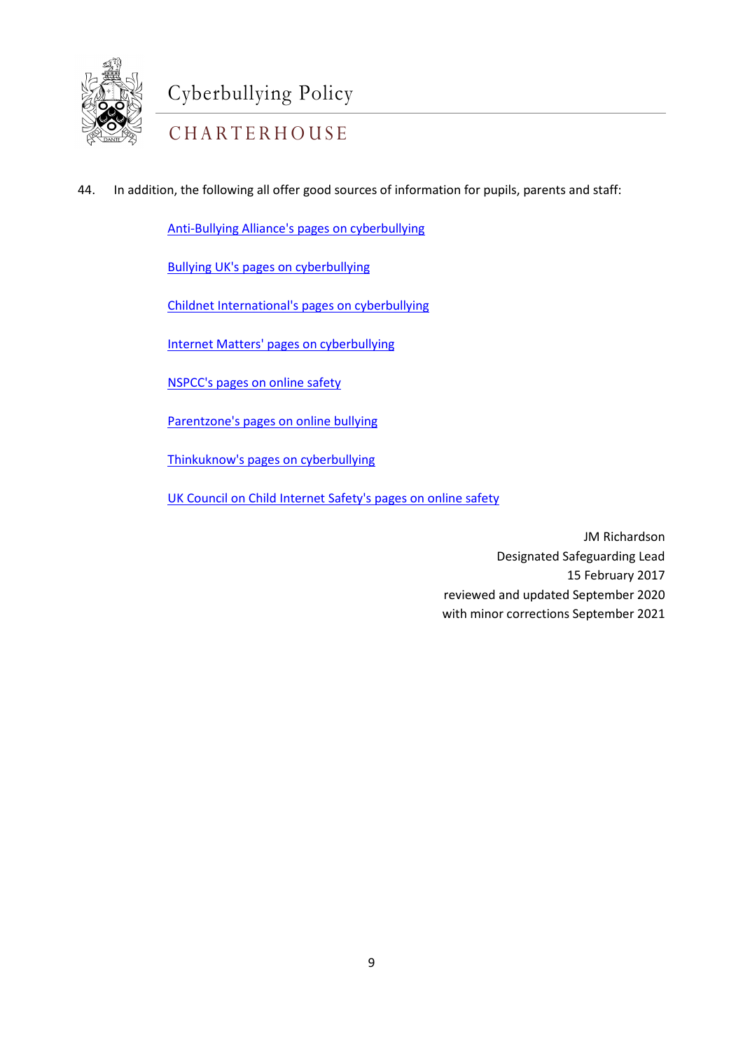44. In addition, the following all offer good sources of information for pupils, parents and staff:

Anti-Bullying Alliance's pages on cyberbullying

Bullying UK's pages on cyberbullying

Childnet International's pages on cyberbullying

Internet Matters' pages on cyberbullying

NSPCC's pages on online safety

Parentzone's pages on online bullying

Thinkuknow's pages on cyberbullying

UK Council on Child Internet Safety's pages on online safety

JM Richardson
Designated Safeguarding Lead
15 February 2017
reviewed and updated September 2020
with minor corrections September 2021